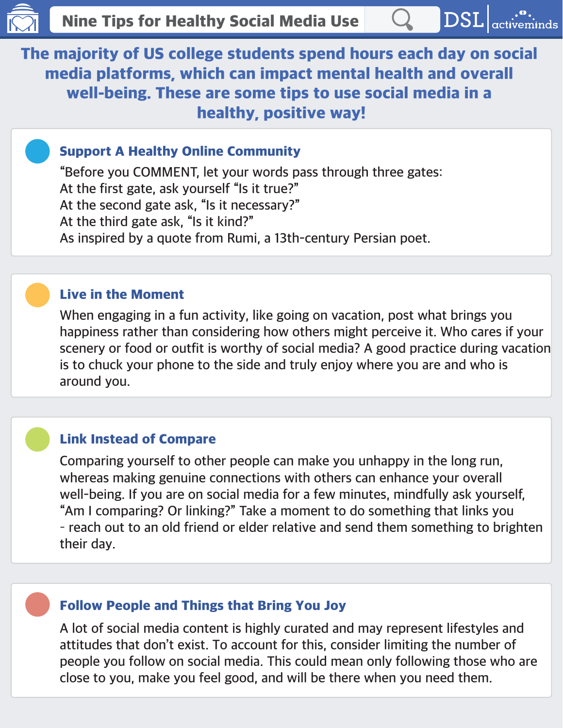# Nine Tips for Healthy Social Media Use

DSL | activeminds

**The majority of US college students spend hours each day on social media platforms, which can impact mental health and overall well-being. These are some tips to use social media in a healthy, positive way!**

## Support A Healthy Online Community

“Before you COMMENT, let your words pass through three gates:
At the first gate, ask yourself “Is it true?”
At the second gate ask, “Is it necessary?”
At the third gate ask, “Is it kind?”
As inspired by a quote from Rumi, a 13th-century Persian poet.

## Live in the Moment

When engaging in a fun activity, like going on vacation, post what brings you happiness rather than considering how others might perceive it. Who cares if your scenery or food or outfit is worthy of social media? A good practice during vacation is to chuck your phone to the side and truly enjoy where you are and who is around you.

## Link Instead of Compare

Comparing yourself to other people can make you unhappy in the long run, whereas making genuine connections with others can enhance your overall well-being. If you are on social media for a few minutes, mindfully ask yourself, “Am I comparing? Or linking?” Take a moment to do something that links you - reach out to an old friend or elder relative and send them something to brighten their day.

## Follow People and Things that Bring You Joy

A lot of social media content is highly curated and may represent lifestyles and attitudes that don’t exist. To account for this, consider limiting the number of people you follow on social media. This could mean only following those who are close to you, make you feel good, and will be there when you need them.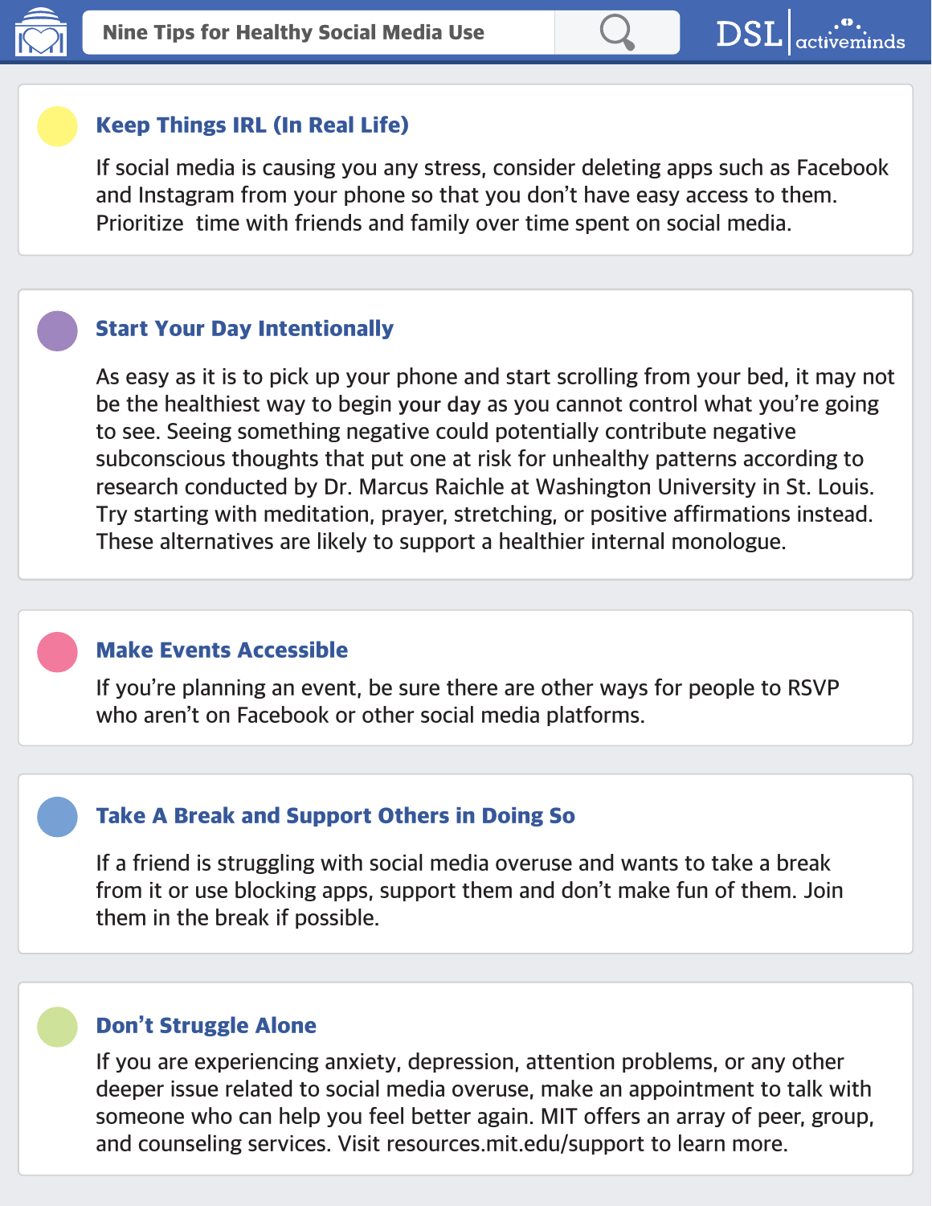# Nine Tips for Healthy Social Media Use

DSL | activeminds

## Keep Things IRL (In Real Life)

If social media is causing you any stress, consider deleting apps such as Facebook and Instagram from your phone so that you don't have easy access to them. Prioritize time with friends and family over time spent on social media.

## Start Your Day Intentionally

As easy as it is to pick up your phone and start scrolling from your bed, it may not be the healthiest way to begin your day as you cannot control what you're going to see. Seeing something negative could potentially contribute negative subconscious thoughts that put one at risk for unhealthy patterns according to research conducted by Dr. Marcus Raichle at Washington University in St. Louis. Try starting with meditation, prayer, stretching, or positive affirmations instead. These alternatives are likely to support a healthier internal monologue.

## Make Events Accessible

If you're planning an event, be sure there are other ways for people to RSVP who aren't on Facebook or other social media platforms.

## Take A Break and Support Others in Doing So

If a friend is struggling with social media overuse and wants to take a break from it or use blocking apps, support them and don't make fun of them. Join them in the break if possible.

## Don't Struggle Alone

If you are experiencing anxiety, depression, attention problems, or any other deeper issue related to social media overuse, make an appointment to talk with someone who can help you feel better again. MIT offers an array of peer, group, and counseling services. Visit resources.mit.edu/support to learn more.